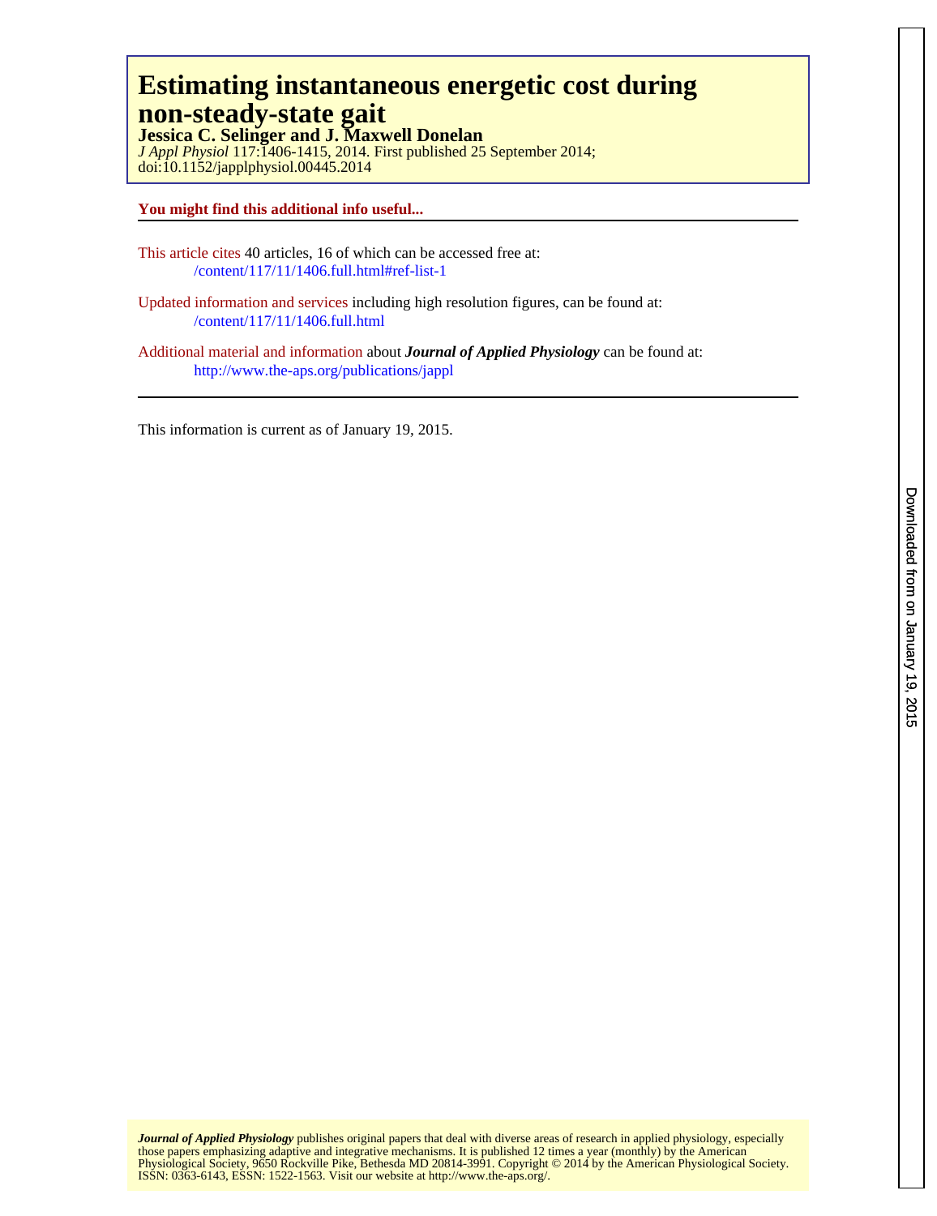# Estimating instantaneous energetic cost during non-steady-state gait

**Jessica C. Selinger and J. Maxwell Donelan**

*J Appl Physiol* 117:1406-1415, 2014. First published 25 September 2014;
doi:10.1152/japplphysiol.00445.2014

**You might find this additional info useful...**

This article cites 40 articles, 16 of which can be accessed free at:
/content/117/11/1406.full.html#ref-list-1

Updated information and services including high resolution figures, can be found at:
/content/117/11/1406.full.html

Additional material and information about ***Journal of Applied Physiology*** can be found at:
http://www.the-aps.org/publications/jappl

This information is current as of January 19, 2015.

***Journal of Applied Physiology*** publishes original papers that deal with diverse areas of research in applied physiology, especially those papers emphasizing adaptive and integrative mechanisms. It is published 12 times a year (monthly) by the American Physiological Society, 9650 Rockville Pike, Bethesda MD 20814-3991. Copyright © 2014 by the American Physiological Society. ISSN: 0363-6143, ESSN: 1522-1563. Visit our website at http://www.the-aps.org/.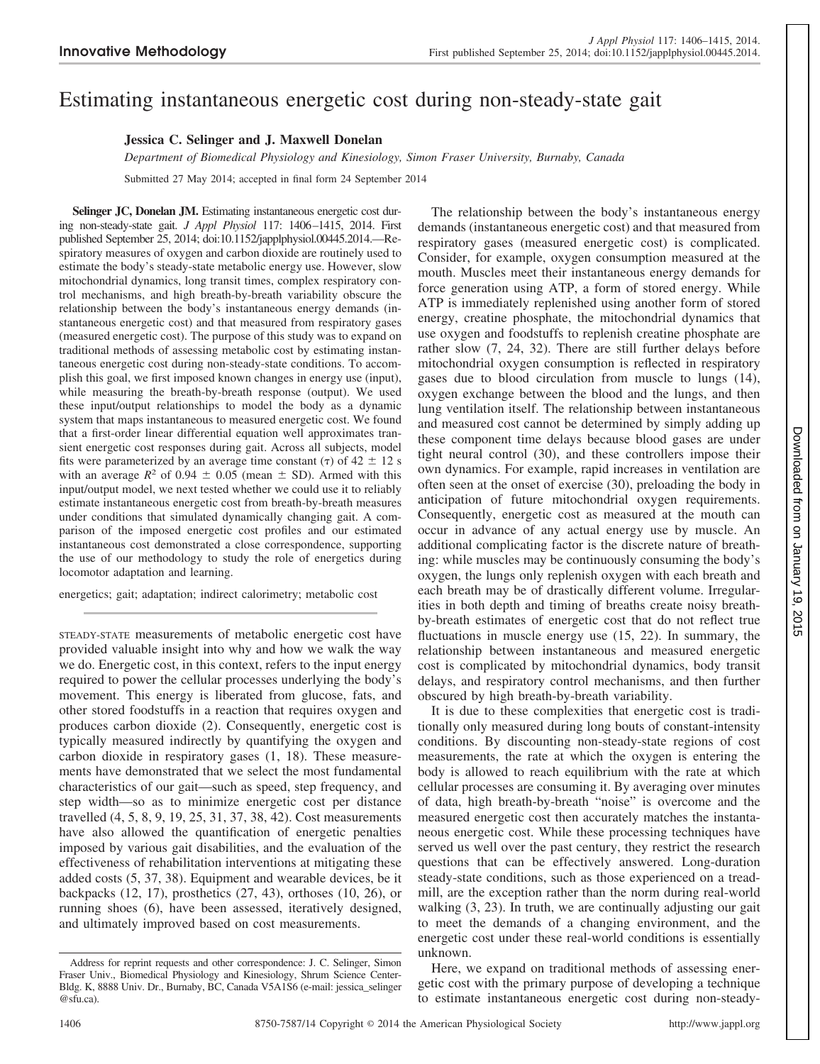# Estimating instantaneous energetic cost during non-steady-state gait

**Jessica C. Selinger and J. Maxwell Donelan**

*Department of Biomedical Physiology and Kinesiology, Simon Fraser University, Burnaby, Canada*

Submitted 27 May 2014; accepted in final form 24 September 2014

**Selinger JC, Donelan JM.** Estimating instantaneous energetic cost during non-steady-state gait. *J Appl Physiol* 117: 1406–1415, 2014. First published September 25, 2014; doi:10.1152/japplphysiol.00445.2014.—Respiratory measures of oxygen and carbon dioxide are routinely used to estimate the body's steady-state metabolic energy use. However, slow mitochondrial dynamics, long transit times, complex respiratory control mechanisms, and high breath-by-breath variability obscure the relationship between the body's instantaneous energy demands (instantaneous energetic cost) and that measured from respiratory gases (measured energetic cost). The purpose of this study was to expand on traditional methods of assessing metabolic cost by estimating instantaneous energetic cost during non-steady-state conditions. To accomplish this goal, we first imposed known changes in energy use (input), while measuring the breath-by-breath response (output). We used these input/output relationships to model the body as a dynamic system that maps instantaneous to measured energetic cost. We found that a first-order linear differential equation well approximates transient energetic cost responses during gait. Across all subjects, model fits were parameterized by an average time constant ($\tau$) of $42 \pm 12$ s with an average $R^2$ of $0.94 \pm 0.05$ (mean $\pm$ SD). Armed with this input/output model, we next tested whether we could use it to reliably estimate instantaneous energetic cost from breath-by-breath measures under conditions that simulated dynamically changing gait. A comparison of the imposed energetic cost profiles and our estimated instantaneous cost demonstrated a close correspondence, supporting the use of our methodology to study the role of energetics during locomotor adaptation and learning.

energetics; gait; adaptation; indirect calorimetry; metabolic cost

STEADY-STATE measurements of metabolic energetic cost have provided valuable insight into why and how we walk the way we do. Energetic cost, in this context, refers to the input energy required to power the cellular processes underlying the body's movement. This energy is liberated from glucose, fats, and other stored foodstuffs in a reaction that requires oxygen and produces carbon dioxide (2). Consequently, energetic cost is typically measured indirectly by quantifying the oxygen and carbon dioxide in respiratory gases (1, 18). These measurements have demonstrated that we select the most fundamental characteristics of our gait—such as speed, step frequency, and step width—so as to minimize energetic cost per distance travelled (4, 5, 8, 9, 19, 25, 31, 37, 38, 42). Cost measurements have also allowed the quantification of energetic penalties imposed by various gait disabilities, and the evaluation of the effectiveness of rehabilitation interventions at mitigating these added costs (5, 37, 38). Equipment and wearable devices, be it backpacks (12, 17), prosthetics (27, 43), orthoses (10, 26), or running shoes (6), have been assessed, iteratively designed, and ultimately improved based on cost measurements.

The relationship between the body's instantaneous energy demands (instantaneous energetic cost) and that measured from respiratory gases (measured energetic cost) is complicated. Consider, for example, oxygen consumption measured at the mouth. Muscles meet their instantaneous energy demands for force generation using ATP, a form of stored energy. While ATP is immediately replenished using another form of stored energy, creatine phosphate, the mitochondrial dynamics that use oxygen and foodstuffs to replenish creatine phosphate are rather slow (7, 24, 32). There are still further delays before mitochondrial oxygen consumption is reflected in respiratory gases due to blood circulation from muscle to lungs (14), oxygen exchange between the blood and the lungs, and then lung ventilation itself. The relationship between instantaneous and measured cost cannot be determined by simply adding up these component time delays because blood gases are under tight neural control (30), and these controllers impose their own dynamics. For example, rapid increases in ventilation are often seen at the onset of exercise (30), preloading the body in anticipation of future mitochondrial oxygen requirements. Consequently, energetic cost as measured at the mouth can occur in advance of any actual energy use by muscle. An additional complicating factor is the discrete nature of breathing: while muscles may be continuously consuming the body's oxygen, the lungs only replenish oxygen with each breath and each breath may be of drastically different volume. Irregularities in both depth and timing of breaths create noisy breath-by-breath estimates of energetic cost that do not reflect true fluctuations in muscle energy use (15, 22). In summary, the relationship between instantaneous and measured energetic cost is complicated by mitochondrial dynamics, body transit delays, and respiratory control mechanisms, and then further obscured by high breath-by-breath variability.

It is due to these complexities that energetic cost is traditionally only measured during long bouts of constant-intensity conditions. By discounting non-steady-state regions of cost measurements, the rate at which the oxygen is entering the body is allowed to reach equilibrium with the rate at which cellular processes are consuming it. By averaging over minutes of data, high breath-by-breath "noise" is overcome and the measured energetic cost then accurately matches the instantaneous energetic cost. While these processing techniques have served us well over the past century, they restrict the research questions that can be effectively answered. Long-duration steady-state conditions, such as those experienced on a treadmill, are the exception rather than the norm during real-world walking (3, 23). In truth, we are continually adjusting our gait to meet the demands of a changing environment, and the energetic cost under these real-world conditions is essentially unknown.

Here, we expand on traditional methods of assessing energetic cost with the primary purpose of developing a technique to estimate instantaneous energetic cost during non-steady-

Address for reprint requests and other correspondence: J. C. Selinger, Simon Fraser Univ., Biomedical Physiology and Kinesiology, Shrum Science Center-Bldg. K, 8888 Univ. Dr., Burnaby, BC, Canada V5A1S6 (e-mail: jessica_selinger@sfu.ca).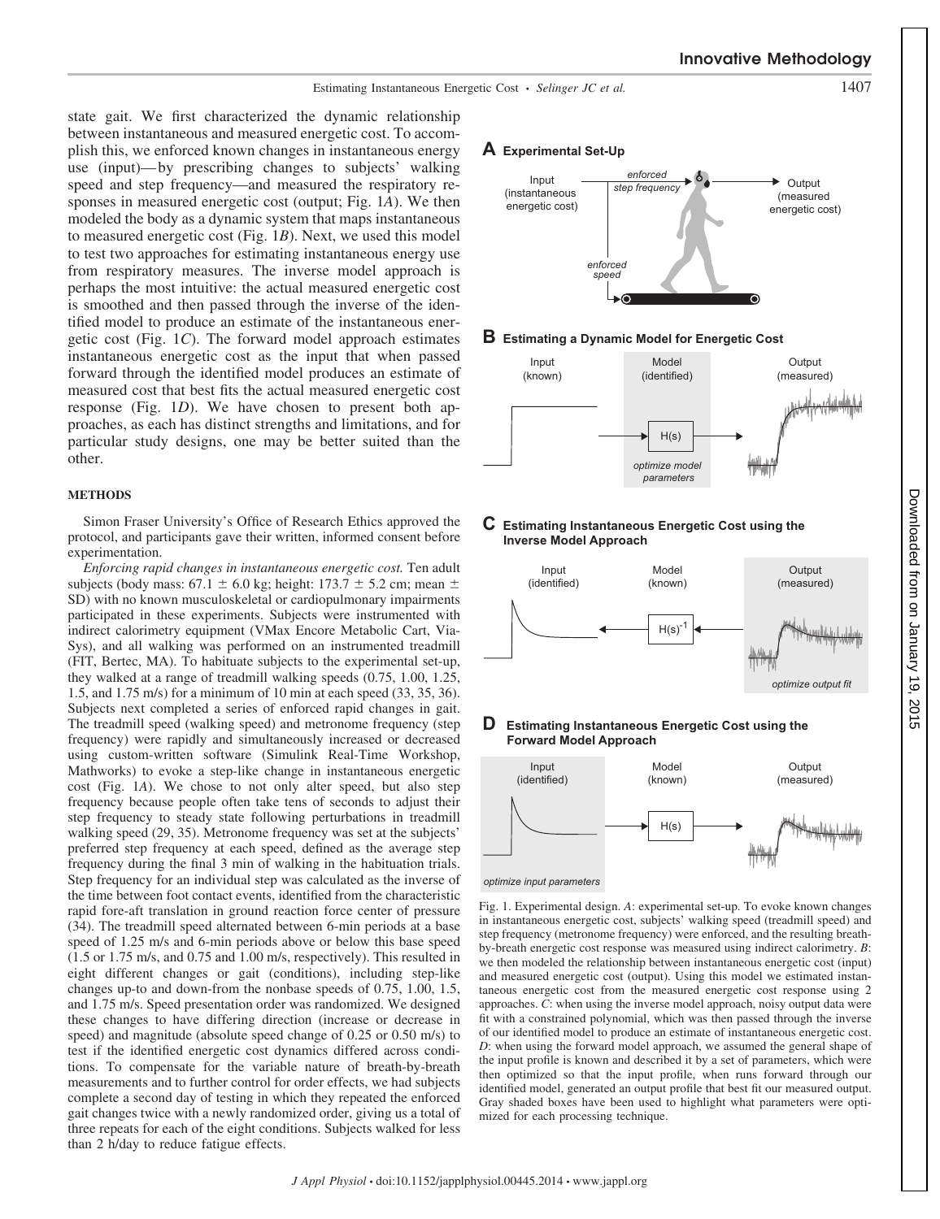state gait. We first characterized the dynamic relationship between instantaneous and measured energetic cost. To accomplish this, we enforced known changes in instantaneous energy use (input)—by prescribing changes to subjects' walking speed and step frequency—and measured the respiratory responses in measured energetic cost (output; Fig. 1*A*). We then modeled the body as a dynamic system that maps instantaneous to measured energetic cost (Fig. 1*B*). Next, we used this model to test two approaches for estimating instantaneous energy use from respiratory measures. The inverse model approach is perhaps the most intuitive: the actual measured energetic cost is smoothed and then passed through the inverse of the identified model to produce an estimate of the instantaneous energetic cost (Fig. 1*C*). The forward model approach estimates instantaneous energetic cost as the input that when passed forward through the identified model produces an estimate of measured cost that best fits the actual measured energetic cost response (Fig. 1*D*). We have chosen to present both approaches, as each has distinct strengths and limitations, and for particular study designs, one may be better suited than the other.

## METHODS

Simon Fraser University's Office of Research Ethics approved the protocol, and participants gave their written, informed consent before experimentation.

*Enforcing rapid changes in instantaneous energetic cost.* Ten adult subjects (body mass: 67.1 ± 6.0 kg; height: 173.7 ± 5.2 cm; mean ± SD) with no known musculoskeletal or cardiopulmonary impairments participated in these experiments. Subjects were instrumented with indirect calorimetry equipment (VMax Encore Metabolic Cart, Via-Sys), and all walking was performed on an instrumented treadmill (FIT, Bertec, MA). To habituate subjects to the experimental set-up, they walked at a range of treadmill walking speeds (0.75, 1.00, 1.25, 1.5, and 1.75 m/s) for a minimum of 10 min at each speed (33, 35, 36). Subjects next completed a series of enforced rapid changes in gait. The treadmill speed (walking speed) and metronome frequency (step frequency) were rapidly and simultaneously increased or decreased using custom-written software (Simulink Real-Time Workshop, Mathworks) to evoke a step-like change in instantaneous energetic cost (Fig. 1*A*). We chose to not only alter speed, but also step frequency because people often take tens of seconds to adjust their step frequency to steady state following perturbations in treadmill walking speed (29, 35). Metronome frequency was set at the subjects' preferred step frequency at each speed, defined as the average step frequency during the final 3 min of walking in the habituation trials. Step frequency for an individual step was calculated as the inverse of the time between foot contact events, identified from the characteristic rapid fore-aft translation in ground reaction force center of pressure (34). The treadmill speed alternated between 6-min periods at a base speed of 1.25 m/s and 6-min periods above or below this base speed (1.5 or 1.75 m/s, and 0.75 and 1.00 m/s, respectively). This resulted in eight different changes or gait (conditions), including step-like changes up-to and down-from the nonbase speeds of 0.75, 1.00, 1.5, and 1.75 m/s. Speed presentation order was randomized. We designed these changes to have differing direction (increase or decrease in speed) and magnitude (absolute speed change of 0.25 or 0.50 m/s) to test if the identified energetic cost dynamics differed across conditions. To compensate for the variable nature of breath-by-breath measurements and to further control for order effects, we had subjects complete a second day of testing in which they repeated the enforced gait changes twice with a newly randomized order, giving us a total of three repeats for each of the eight conditions. Subjects walked for less than 2 h/day to reduce fatigue effects.

Fig. 1. Experimental design. *A*: experimental set-up. To evoke known changes in instantaneous energetic cost, subjects' walking speed (treadmill speed) and step frequency (metronome frequency) were enforced, and the resulting breath-by-breath energetic cost response was measured using indirect calorimetry. *B*: we then modeled the relationship between instantaneous energetic cost (input) and measured energetic cost (output). Using this model we estimated instantaneous energetic cost from the measured energetic cost response using 2 approaches. *C*: when using the inverse model approach, noisy output data were fit with a constrained polynomial, which was then passed through the inverse of our identified model to produce an estimate of instantaneous energetic cost. *D*: when using the forward model approach, we assumed the general shape of the input profile is known and described it by a set of parameters, which were then optimized so that the input profile, when runs forward through our identified model, generated an output profile that best fit our measured output. Gray shaded boxes have been used to highlight what parameters were optimized for each processing technique.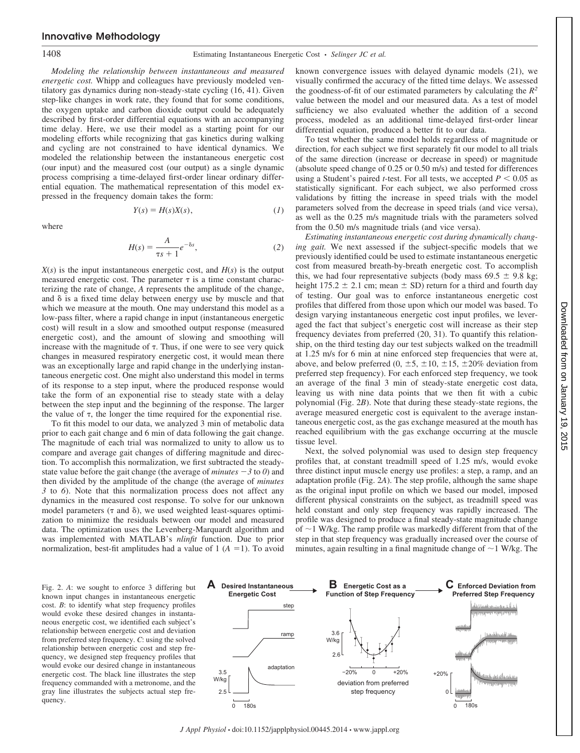*Modeling the relationship between instantaneous and measured energetic cost.* Whipp and colleagues have previously modeled ventilatory gas dynamics during non-steady-state cycling (16, 41). Given step-like changes in work rate, they found that for some conditions, the oxygen uptake and carbon dioxide output could be adequately described by first-order differential equations with an accompanying time delay. Here, we use their model as a starting point for our modeling efforts while recognizing that gas kinetics during walking and cycling are not constrained to have identical dynamics. We modeled the relationship between the instantaneous energetic cost (our input) and the measured cost (our output) as a single dynamic process comprising a time-delayed first-order linear ordinary differential equation. The mathematical representation of this model expressed in the frequency domain takes the form:

$$Y(s) = H(s)X(s), \tag{1}$$

where

$$H(s) = \frac{A}{\tau s + 1} e^{-\delta s}, \tag{2}$$

$X(s)$ is the input instantaneous energetic cost, and $H(s)$ is the output measured energetic cost. The parameter $\tau$ is a time constant characterizing the rate of change, $A$ represents the amplitude of the change, and $\delta$ is a fixed time delay between energy use by muscle and that which we measure at the mouth. One may understand this model as a low-pass filter, where a rapid change in input (instantaneous energetic cost) will result in a slow and smoothed output response (measured energetic cost), and the amount of slowing and smoothing will increase with the magnitude of $\tau$. Thus, if one were to see very quick changes in measured respiratory energetic cost, it would mean there was an exceptionally large and rapid change in the underlying instantaneous energetic cost. One might also understand this model in terms of its response to a step input, where the produced response would take the form of an exponential rise to steady state with a delay between the step input and the beginning of the response. The larger the value of $\tau$, the longer the time required for the exponential rise.

To fit this model to our data, we analyzed 3 min of metabolic data prior to each gait change and 6 min of data following the gait change. The magnitude of each trial was normalized to unity to allow us to compare and average gait changes of differing magnitude and direction. To accomplish this normalization, we first subtracted the steady-state value before the gait change (the average of *minutes −3* to *0*) and then divided by the amplitude of the change (the average of *minutes 3* to *6*). Note that this normalization process does not affect any dynamics in the measured cost response. To solve for our unknown model parameters ($\tau$ and $\delta$), we used weighted least-squares optimization to minimize the residuals between our model and measured data. The optimization uses the Levenberg-Marquardt algorithm and was implemented with MATLAB's *nlinfit* function. Due to prior normalization, best-fit amplitudes had a value of 1 ($A$ =1). To avoid known convergence issues with delayed dynamic models (21), we visually confirmed the accuracy of the fitted time delays. We assessed the goodness-of-fit of our estimated parameters by calculating the $R^2$ value between the model and our measured data. As a test of model sufficiency we also evaluated whether the addition of a second process, modeled as an additional time-delayed first-order linear differential equation, produced a better fit to our data.

To test whether the same model holds regardless of magnitude or direction, for each subject we first separately fit our model to all trials of the same direction (increase or decrease in speed) or magnitude (absolute speed change of 0.25 or 0.50 m/s) and tested for differences using a Student's paired *t*-test. For all tests, we accepted $P < 0.05$ as statistically significant. For each subject, we also performed cross validations by fitting the increase in speed trials with the model parameters solved from the decrease in speed trials (and vice versa), as well as the 0.25 m/s magnitude trials with the parameters solved from the 0.50 m/s magnitude trials (and vice versa).

*Estimating instantaneous energetic cost during dynamically changing gait.* We next assessed if the subject-specific models that we previously identified could be used to estimate instantaneous energetic cost from measured breath-by-breath energetic cost. To accomplish this, we had four representative subjects (body mass 69.5 ± 9.8 kg; height 175.2 ± 2.1 cm; mean ± SD) return for a third and fourth day of testing. Our goal was to enforce instantaneous energetic cost profiles that differed from those upon which our model was based. To design varying instantaneous energetic cost input profiles, we leveraged the fact that subject's energetic cost will increase as their step frequency deviates from preferred (20, 31). To quantify this relationship, on the third testing day our test subjects walked on the treadmill at 1.25 m/s for 6 min at nine enforced step frequencies that were at, above, and below preferred (0, ±5, ±10, ±15, ±20% deviation from preferred step frequency). For each enforced step frequency, we took an average of the final 3 min of steady-state energetic cost data, leaving us with nine data points that we then fit with a cubic polynomial (Fig. 2*B*). Note that during these steady-state regions, the average measured energetic cost is equivalent to the average instantaneous energetic cost, as the gas exchange measured at the mouth has reached equilibrium with the gas exchange occurring at the muscle tissue level.

Next, the solved polynomial was used to design step frequency profiles that, at constant treadmill speed of 1.25 m/s, would evoke three distinct input muscle energy use profiles: a step, a ramp, and an adaptation profile (Fig. 2*A*). The step profile, although the same shape as the original input profile on which we based our model, imposed different physical constraints on the subject, as treadmill speed was held constant and only step frequency was rapidly increased. The profile was designed to produce a final steady-state magnitude change of ~1 W/kg. The ramp profile was markedly different from that of the step in that step frequency was gradually increased over the course of minutes, again resulting in a final magnitude change of ~1 W/kg. The

Fig. 2. *A*: we sought to enforce 3 differing but known input changes in instantaneous energetic cost. *B*: to identify what step frequency profiles would evoke these desired changes in instantaneous energetic cost, we identified each subject's relationship between energetic cost and deviation from preferred step frequency. *C*: using the solved relationship between energetic cost and step frequency, we designed step frequency profiles that would evoke our desired change in instantaneous energetic cost. The black line illustrates the step frequency commanded with a metronome, and the gray line illustrates the subjects actual step frequency.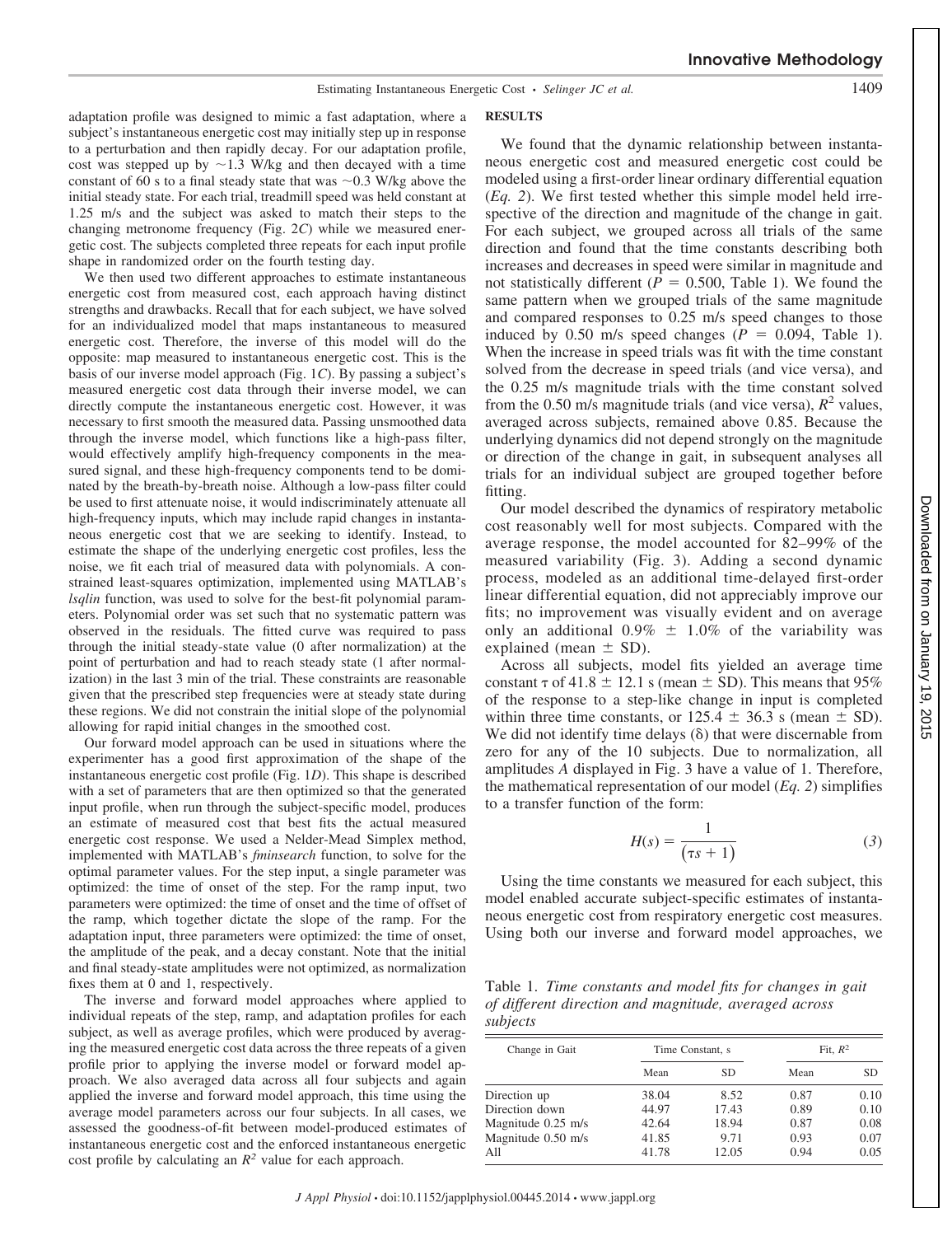adaptation profile was designed to mimic a fast adaptation, where a subject's instantaneous energetic cost may initially step up in response to a perturbation and then rapidly decay. For our adaptation profile, cost was stepped up by ~1.3 W/kg and then decayed with a time constant of 60 s to a final steady state that was ~0.3 W/kg above the initial steady state. For each trial, treadmill speed was held constant at 1.25 m/s and the subject was asked to match their steps to the changing metronome frequency (Fig. 2*C*) while we measured energetic cost. The subjects completed three repeats for each input profile shape in randomized order on the fourth testing day.

We then used two different approaches to estimate instantaneous energetic cost from measured cost, each approach having distinct strengths and drawbacks. Recall that for each subject, we have solved for an individualized model that maps instantaneous to measured energetic cost. Therefore, the inverse of this model will do the opposite: map measured to instantaneous energetic cost. This is the basis of our inverse model approach (Fig. 1*C*). By passing a subject's measured energetic cost data through their inverse model, we can directly compute the instantaneous energetic cost. However, it was necessary to first smooth the measured data. Passing unsmoothed data through the inverse model, which functions like a high-pass filter, would effectively amplify high-frequency components in the measured signal, and these high-frequency components tend to be dominated by the breath-by-breath noise. Although a low-pass filter could be used to first attenuate noise, it would indiscriminately attenuate all high-frequency inputs, which may include rapid changes in instantaneous energetic cost that we are seeking to identify. Instead, to estimate the shape of the underlying energetic cost profiles, less the noise, we fit each trial of measured data with polynomials. A constrained least-squares optimization, implemented using MATLAB's *lsqlin* function, was used to solve for the best-fit polynomial parameters. Polynomial order was set such that no systematic pattern was observed in the residuals. The fitted curve was required to pass through the initial steady-state value (0 after normalization) at the point of perturbation and had to reach steady state (1 after normalization) in the last 3 min of the trial. These constraints are reasonable given that the prescribed step frequencies were at steady state during these regions. We did not constrain the initial slope of the polynomial allowing for rapid initial changes in the smoothed cost.

Our forward model approach can be used in situations where the experimenter has a good first approximation of the shape of the instantaneous energetic cost profile (Fig. 1*D*). This shape is described with a set of parameters that are then optimized so that the generated input profile, when run through the subject-specific model, produces an estimate of measured cost that best fits the actual measured energetic cost response. We used a Nelder-Mead Simplex method, implemented with MATLAB's *fminsearch* function, to solve for the optimal parameter values. For the step input, a single parameter was optimized: the time of onset of the step. For the ramp input, two parameters were optimized: the time of onset and the time of offset of the ramp, which together dictate the slope of the ramp. For the adaptation input, three parameters were optimized: the time of onset, the amplitude of the peak, and a decay constant. Note that the initial and final steady-state amplitudes were not optimized, as normalization fixes them at 0 and 1, respectively.

The inverse and forward model approaches where applied to individual repeats of the step, ramp, and adaptation profiles for each subject, as well as average profiles, which were produced by averaging the measured energetic cost data across the three repeats of a given profile prior to applying the inverse model or forward model approach. We also averaged data across all four subjects and again applied the inverse and forward model approach, this time using the average model parameters across our four subjects. In all cases, we assessed the goodness-of-fit between model-produced estimates of instantaneous energetic cost and the enforced instantaneous energetic cost profile by calculating an $R^2$ value for each approach.

## RESULTS

We found that the dynamic relationship between instantaneous energetic cost and measured energetic cost could be modeled using a first-order linear ordinary differential equation (*Eq. 2*). We first tested whether this simple model held irrespective of the direction and magnitude of the change in gait. For each subject, we grouped across all trials of the same direction and found that the time constants describing both increases and decreases in speed were similar in magnitude and not statistically different ($P = 0.500$, Table 1). We found the same pattern when we grouped trials of the same magnitude and compared responses to 0.25 m/s speed changes to those induced by 0.50 m/s speed changes ($P = 0.094$, Table 1). When the increase in speed trials was fit with the time constant solved from the decrease in speed trials (and vice versa), and the 0.25 m/s magnitude trials with the time constant solved from the 0.50 m/s magnitude trials (and vice versa), $R^2$ values, averaged across subjects, remained above 0.85. Because the underlying dynamics did not depend strongly on the magnitude or direction of the change in gait, in subsequent analyses all trials for an individual subject are grouped together before fitting.

Our model described the dynamics of respiratory metabolic cost reasonably well for most subjects. Compared with the average response, the model accounted for 82–99% of the measured variability (Fig. 3). Adding a second dynamic process, modeled as an additional time-delayed first-order linear differential equation, did not appreciably improve our fits; no improvement was visually evident and on average only an additional 0.9% ± 1.0% of the variability was explained (mean ± SD).

Across all subjects, model fits yielded an average time constant $\tau$ of 41.8 ± 12.1 s (mean ± SD). This means that 95% of the response to a step-like change in input is completed within three time constants, or 125.4 ± 36.3 s (mean ± SD). We did not identify time delays ($\delta$) that were discernable from zero for any of the 10 subjects. Due to normalization, all amplitudes $A$ displayed in Fig. 3 have a value of 1. Therefore, the mathematical representation of our model (*Eq. 2*) simplifies to a transfer function of the form:

$$H(s) = \frac{1}{(\tau s + 1)} \tag{3}$$

Using the time constants we measured for each subject, this model enabled accurate subject-specific estimates of instantaneous energetic cost from respiratory energetic cost measures. Using both our inverse and forward model approaches, we

Table 1. *Time constants and model fits for changes in gait of different direction and magnitude, averaged across subjects*

| Change in Gait | Time Constant, s | | Fit, $R^2$ | |
|---|---|---|---|---|
| | Mean | SD | Mean | SD |
| Direction up | 38.04 | 8.52 | 0.87 | 0.10 |
| Direction down | 44.97 | 17.43 | 0.89 | 0.10 |
| Magnitude 0.25 m/s | 42.64 | 18.94 | 0.87 | 0.08 |
| Magnitude 0.50 m/s | 41.85 | 9.71 | 0.93 | 0.07 |
| All | 41.78 | 12.05 | 0.94 | 0.05 |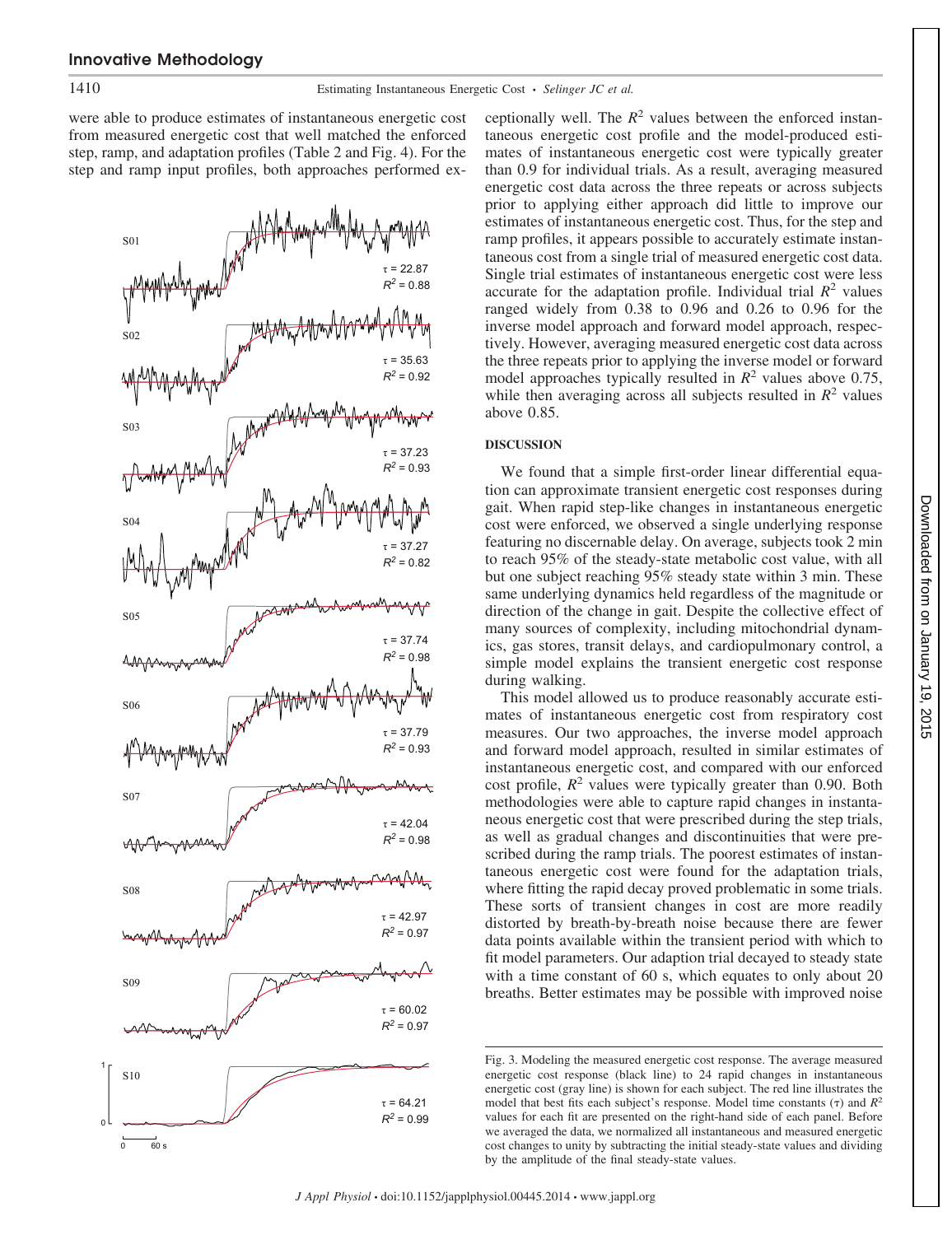were able to produce estimates of instantaneous energetic cost from measured energetic cost that well matched the enforced step, ramp, and adaptation profiles (Table 2 and Fig. 4). For the step and ramp input profiles, both approaches performed exceptionally well. The $R^2$ values between the enforced instantaneous energetic cost profile and the model-produced estimates of instantaneous energetic cost were typically greater than 0.9 for individual trials. As a result, averaging measured energetic cost data across the three repeats or across subjects prior to applying either approach did little to improve our estimates of instantaneous energetic cost. Thus, for the step and ramp profiles, it appears possible to accurately estimate instantaneous cost from a single trial of measured energetic cost data. Single trial estimates of instantaneous energetic cost were less accurate for the adaptation profile. Individual trial $R^2$ values ranged widely from 0.38 to 0.96 and 0.26 to 0.96 for the inverse model approach and forward model approach, respectively. However, averaging measured energetic cost data across the three repeats prior to applying the inverse model or forward model approaches typically resulted in $R^2$ values above 0.75, while then averaging across all subjects resulted in $R^2$ values above 0.85.

Fig. 3. Modeling the measured energetic cost response. The average measured energetic cost response (black line) to 24 rapid changes in instantaneous energetic cost (gray line) is shown for each subject. The red line illustrates the model that best fits each subject's response. Model time constants ($\tau$) and $R^2$ values for each fit are presented on the right-hand side of each panel. Before we averaged the data, we normalized all instantaneous and measured energetic cost changes to unity by subtracting the initial steady-state values and dividing by the amplitude of the final steady-state values.

## DISCUSSION

We found that a simple first-order linear differential equation can approximate transient energetic cost responses during gait. When rapid step-like changes in instantaneous energetic cost were enforced, we observed a single underlying response featuring no discernable delay. On average, subjects took 2 min to reach 95% of the steady-state metabolic cost value, with all but one subject reaching 95% steady state within 3 min. These same underlying dynamics held regardless of the magnitude or direction of the change in gait. Despite the collective effect of many sources of complexity, including mitochondrial dynamics, gas stores, transit delays, and cardiopulmonary control, a simple model explains the transient energetic cost response during walking.

This model allowed us to produce reasonably accurate estimates of instantaneous energetic cost from respiratory cost measures. Our two approaches, the inverse model approach and forward model approach, resulted in similar estimates of instantaneous energetic cost, and compared with our enforced cost profile, $R^2$ values were typically greater than 0.90. Both methodologies were able to capture rapid changes in instantaneous energetic cost that were prescribed during the step trials, as well as gradual changes and discontinuities that were prescribed during the ramp trials. The poorest estimates of instantaneous energetic cost were found for the adaptation trials, where fitting the rapid decay proved problematic in some trials. These sorts of transient changes in cost are more readily distorted by breath-by-breath noise because there are fewer data points available within the transient period with which to fit model parameters. Our adaption trial decayed to steady state with a time constant of 60 s, which equates to only about 20 breaths. Better estimates may be possible with improved noise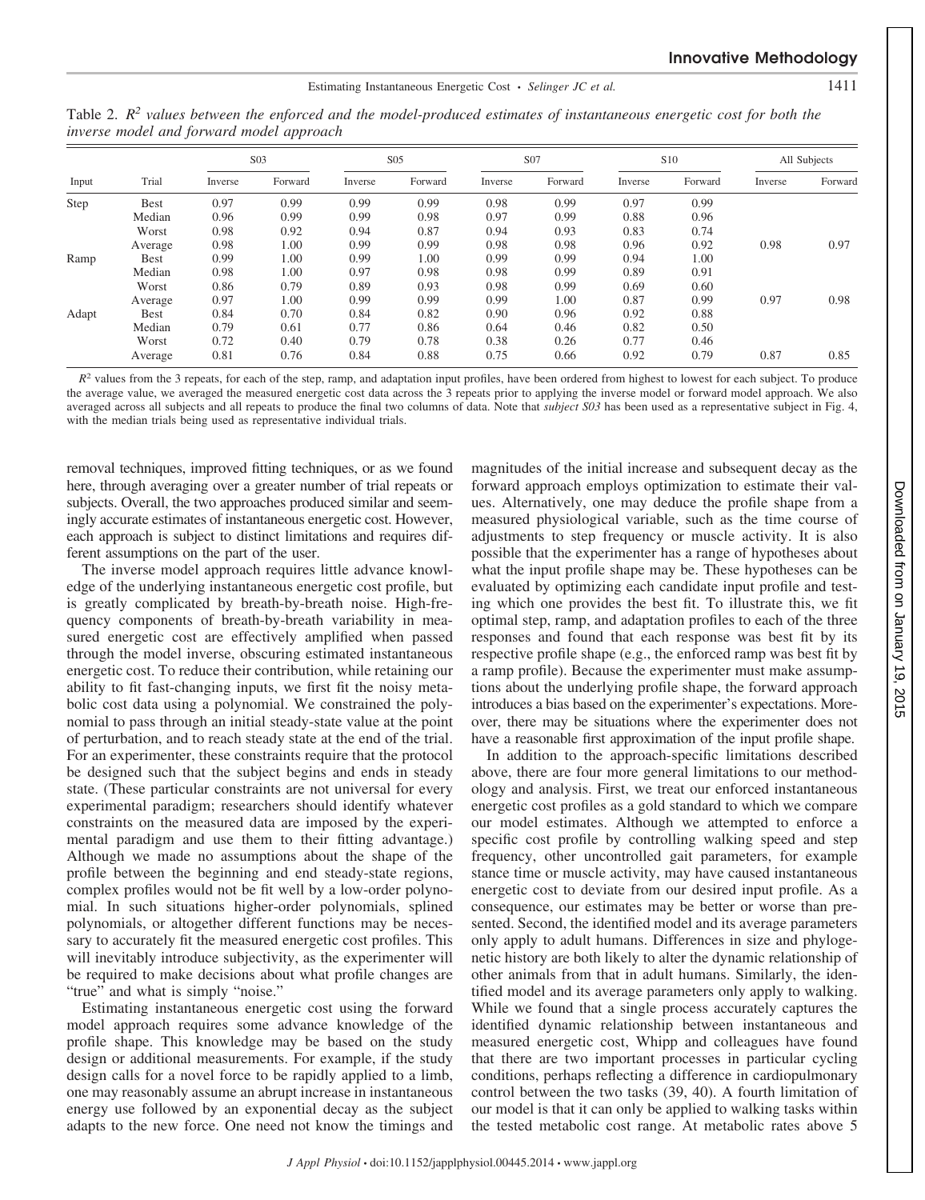Table 2. $R^2$ values between the enforced and the model-produced estimates of instantaneous energetic cost for both the inverse model and forward model approach

| | | S03 | | S05 | | S07 | | S10 | | All Subjects | |
|---|---|---|---|---|---|---|---|---|---|---|---|
| Input | Trial | Inverse | Forward | Inverse | Forward | Inverse | Forward | Inverse | Forward | Inverse | Forward |
| Step | Best | 0.97 | 0.99 | 0.99 | 0.99 | 0.98 | 0.99 | 0.97 | 0.99 | | |
| | Median | 0.96 | 0.99 | 0.99 | 0.98 | 0.97 | 0.99 | 0.88 | 0.96 | | |
| | Worst | 0.98 | 0.92 | 0.94 | 0.87 | 0.94 | 0.93 | 0.83 | 0.74 | | |
| | Average | 0.98 | 1.00 | 0.99 | 0.99 | 0.98 | 0.98 | 0.96 | 0.92 | 0.98 | 0.97 |
| Ramp | Best | 0.99 | 1.00 | 0.99 | 1.00 | 0.99 | 0.99 | 0.94 | 1.00 | | |
| | Median | 0.98 | 1.00 | 0.97 | 0.98 | 0.98 | 0.99 | 0.89 | 0.91 | | |
| | Worst | 0.86 | 0.79 | 0.89 | 0.93 | 0.98 | 0.99 | 0.69 | 0.60 | | |
| | Average | 0.97 | 1.00 | 0.99 | 0.99 | 0.99 | 1.00 | 0.87 | 0.99 | 0.97 | 0.98 |
| Adapt | Best | 0.84 | 0.70 | 0.84 | 0.82 | 0.90 | 0.96 | 0.92 | 0.88 | | |
| | Median | 0.79 | 0.61 | 0.77 | 0.86 | 0.64 | 0.46 | 0.82 | 0.50 | | |
| | Worst | 0.72 | 0.40 | 0.79 | 0.78 | 0.38 | 0.26 | 0.77 | 0.46 | | |
| | Average | 0.81 | 0.76 | 0.84 | 0.88 | 0.75 | 0.66 | 0.92 | 0.79 | 0.87 | 0.85 |

$R^2$ values from the 3 repeats, for each of the step, ramp, and adaptation input profiles, have been ordered from highest to lowest for each subject. To produce the average value, we averaged the measured energetic cost data across the 3 repeats prior to applying the inverse model or forward model approach. We also averaged across all subjects and all repeats to produce the final two columns of data. Note that *subject S03* has been used as a representative subject in Fig. 4, with the median trials being used as representative individual trials.

removal techniques, improved fitting techniques, or as we found here, through averaging over a greater number of trial repeats or subjects. Overall, the two approaches produced similar and seemingly accurate estimates of instantaneous energetic cost. However, each approach is subject to distinct limitations and requires different assumptions on the part of the user.

The inverse model approach requires little advance knowledge of the underlying instantaneous energetic cost profile, but is greatly complicated by breath-by-breath noise. High-frequency components of breath-by-breath variability in measured energetic cost are effectively amplified when passed through the model inverse, obscuring estimated instantaneous energetic cost. To reduce their contribution, while retaining our ability to fit fast-changing inputs, we first fit the noisy metabolic cost data using a polynomial. We constrained the polynomial to pass through an initial steady-state value at the point of perturbation, and to reach steady state at the end of the trial. For an experimenter, these constraints require that the protocol be designed such that the subject begins and ends in steady state. (These particular constraints are not universal for every experimental paradigm; researchers should identify whatever constraints on the measured data are imposed by the experimental paradigm and use them to their fitting advantage.) Although we made no assumptions about the shape of the profile between the beginning and end steady-state regions, complex profiles would not be fit well by a low-order polynomial. In such situations higher-order polynomials, splined polynomials, or altogether different functions may be necessary to accurately fit the measured energetic cost profiles. This will inevitably introduce subjectivity, as the experimenter will be required to make decisions about what profile changes are "true" and what is simply "noise."

Estimating instantaneous energetic cost using the forward model approach requires some advance knowledge of the profile shape. This knowledge may be based on the study design or additional measurements. For example, if the study design calls for a novel force to be rapidly applied to a limb, one may reasonably assume an abrupt increase in instantaneous energy use followed by an exponential decay as the subject adapts to the new force. One need not know the timings and magnitudes of the initial increase and subsequent decay as the forward approach employs optimization to estimate their values. Alternatively, one may deduce the profile shape from a measured physiological variable, such as the time course of adjustments to step frequency or muscle activity. It is also possible that the experimenter has a range of hypotheses about what the input profile shape may be. These hypotheses can be evaluated by optimizing each candidate input profile and testing which one provides the best fit. To illustrate this, we fit optimal step, ramp, and adaptation profiles to each of the three responses and found that each response was best fit by its respective profile shape (e.g., the enforced ramp was best fit by a ramp profile). Because the experimenter must make assumptions about the underlying profile shape, the forward approach introduces a bias based on the experimenter's expectations. Moreover, there may be situations where the experimenter does not have a reasonable first approximation of the input profile shape.

In addition to the approach-specific limitations described above, there are four more general limitations to our methodology and analysis. First, we treat our enforced instantaneous energetic cost profiles as a gold standard to which we compare our model estimates. Although we attempted to enforce a specific cost profile by controlling walking speed and step frequency, other uncontrolled gait parameters, for example stance time or muscle activity, may have caused instantaneous energetic cost to deviate from our desired input profile. As a consequence, our estimates may be better or worse than presented. Second, the identified model and its average parameters only apply to adult humans. Differences in size and phylogenetic history are both likely to alter the dynamic relationship of other animals from that in adult humans. Similarly, the identified model and its average parameters only apply to walking. While we found that a single process accurately captures the identified dynamic relationship between instantaneous and measured energetic cost, Whipp and colleagues have found that there are two important processes in particular cycling conditions, perhaps reflecting a difference in cardiopulmonary control between the two tasks (39, 40). A fourth limitation of our model is that it can only be applied to walking tasks within the tested metabolic cost range. At metabolic rates above 5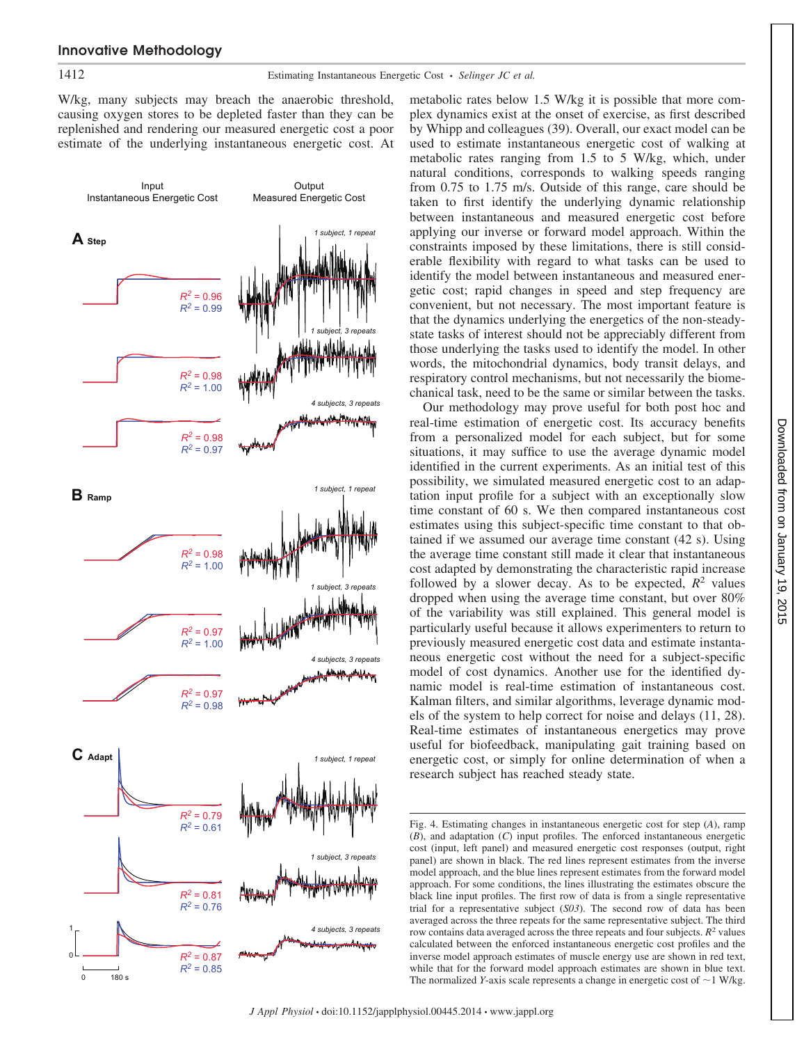W/kg, many subjects may breach the anaerobic threshold, causing oxygen stores to be depleted faster than they can be replenished and rendering our measured energetic cost a poor estimate of the underlying instantaneous energetic cost. At metabolic rates below 1.5 W/kg it is possible that more complex dynamics exist at the onset of exercise, as first described by Whipp and colleagues (39). Overall, our exact model can be used to estimate instantaneous energetic cost of walking at metabolic rates ranging from 1.5 to 5 W/kg, which, under natural conditions, corresponds to walking speeds ranging from 0.75 to 1.75 m/s. Outside of this range, care should be taken to first identify the underlying dynamic relationship between instantaneous and measured energetic cost before applying our inverse or forward model approach. Within the constraints imposed by these limitations, there is still considerable flexibility with regard to what tasks can be used to identify the model between instantaneous and measured energetic cost; rapid changes in speed and step frequency are convenient, but not necessary. The most important feature is that the dynamics underlying the energetics of the non-steady-state tasks of interest should not be appreciably different from those underlying the tasks used to identify the model. In other words, the mitochondrial dynamics, body transit delays, and respiratory control mechanisms, but not necessarily the biomechanical task, need to be the same or similar between the tasks.

Our methodology may prove useful for both post hoc and real-time estimation of energetic cost. Its accuracy benefits from a personalized model for each subject, but for some situations, it may suffice to use the average dynamic model identified in the current experiments. As an initial test of this possibility, we simulated measured energetic cost to an adaptation input profile for a subject with an exceptionally slow time constant of 60 s. We then compared instantaneous cost estimates using this subject-specific time constant to that obtained if we assumed our average time constant (42 s). Using the average time constant still made it clear that instantaneous cost adapted by demonstrating the characteristic rapid increase followed by a slower decay. As to be expected, $R^2$ values dropped when using the average time constant, but over 80% of the variability was still explained. This general model is particularly useful because it allows experimenters to return to previously measured energetic cost data and estimate instantaneous energetic cost without the need for a subject-specific model of cost dynamics. Another use for the identified dynamic model is real-time estimation of instantaneous cost. Kalman filters, and similar algorithms, leverage dynamic models of the system to help correct for noise and delays (11, 28). Real-time estimates of instantaneous energetics may prove useful for biofeedback, manipulating gait training based on energetic cost, or simply for online determination of when a research subject has reached steady state.

Fig. 4. Estimating changes in instantaneous energetic cost for step (*A*), ramp (*B*), and adaptation (*C*) input profiles. The enforced instantaneous energetic cost (input, left panel) and measured energetic cost responses (output, right panel) are shown in black. The red lines represent estimates from the inverse model approach, and the blue lines represent estimates from the forward model approach. For some conditions, the lines illustrating the estimates obscure the black line input profiles. The first row of data is from a single representative trial for a representative subject (*S03*). The second row of data has been averaged across the three repeats for the same representative subject. The third row contains data averaged across the three repeats and four subjects. $R^2$ values calculated between the enforced instantaneous energetic cost profiles and the inverse model approach estimates of muscle energy use are shown in red text, while that for the forward model approach estimates are shown in blue text. The normalized *Y*-axis scale represents a change in energetic cost of ~1 W/kg.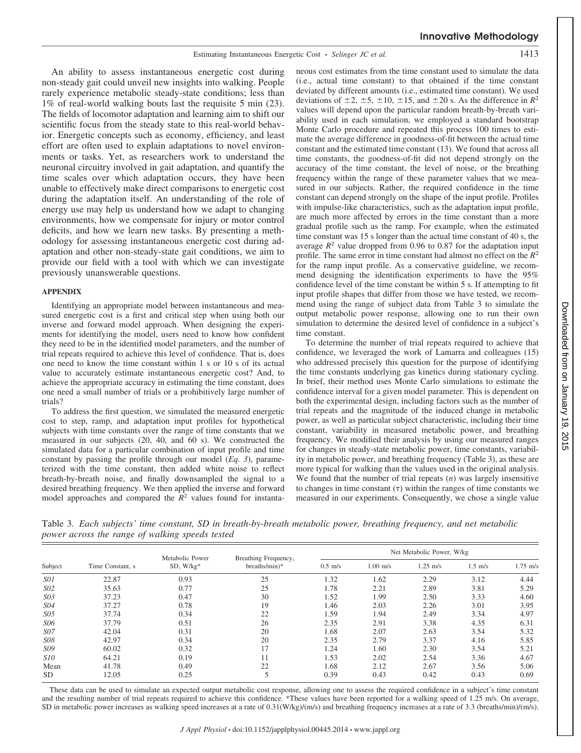An ability to assess instantaneous energetic cost during non-steady gait could unveil new insights into walking. People rarely experience metabolic steady-state conditions; less than 1% of real-world walking bouts last the requisite 5 min (23). The fields of locomotor adaptation and learning aim to shift our scientific focus from the steady state to this real-world behavior. Energetic concepts such as economy, efficiency, and least effort are often used to explain adaptations to novel environments or tasks. Yet, as researchers work to understand the neuronal circuitry involved in gait adaptation, and quantify the time scales over which adaptation occurs, they have been unable to effectively make direct comparisons to energetic cost during the adaptation itself. An understanding of the role of energy use may help us understand how we adapt to changing environments, how we compensate for injury or motor control deficits, and how we learn new tasks. By presenting a methodology for assessing instantaneous energetic cost during adaptation and other non-steady-state gait conditions, we aim to provide our field with a tool with which we can investigate previously unanswerable questions.

## APPENDIX

Identifying an appropriate model between instantaneous and measured energetic cost is a first and critical step when using both our inverse and forward model approach. When designing the experiments for identifying the model, users need to know how confident they need to be in the identified model parameters, and the number of trial repeats required to achieve this level of confidence. That is, does one need to know the time constant within 1 s or 10 s of its actual value to accurately estimate instantaneous energetic cost? And, to achieve the appropriate accuracy in estimating the time constant, does one need a small number of trials or a prohibitively large number of trials?

To address the first question, we simulated the measured energetic cost to step, ramp, and adaptation input profiles for hypothetical subjects with time constants over the range of time constants that we measured in our subjects (20, 40, and 60 s). We constructed the simulated data for a particular combination of input profile and time constant by passing the profile through our model (*Eq. 3*), parameterized with the time constant, then added white noise to reflect breath-by-breath noise, and finally downsampled the signal to a desired breathing frequency. We then applied the inverse and forward model approaches and compared the $R^2$ values found for instantaneous cost estimates from the time constant used to simulate the data (i.e., actual time constant) to that obtained if the time constant deviated by different amounts (i.e., estimated time constant). We used deviations of ±2, ±5, ±10, ±15, and ±20 s. As the difference in $R^2$ values will depend upon the particular random breath-by-breath variability used in each simulation, we employed a standard bootstrap Monte Carlo procedure and repeated this process 100 times to estimate the average difference in goodness-of-fit between the actual time constant and the estimated time constant (13). We found that across all time constants, the goodness-of-fit did not depend strongly on the accuracy of the time constant, the level of noise, or the breathing frequency within the range of these parameter values that we measured in our subjects. Rather, the required confidence in the time constant can depend strongly on the shape of the input profile. Profiles with impulse-like characteristics, such as the adaptation input profile, are much more affected by errors in the time constant than a more gradual profile such as the ramp. For example, when the estimated time constant was 15 s longer than the actual time constant of 40 s, the average $R^2$ value dropped from 0.96 to 0.87 for the adaptation input profile. The same error in time constant had almost no effect on the $R^2$ for the ramp input profile. As a conservative guideline, we recommend designing the identification experiments to have the 95% confidence level of the time constant be within 5 s. If attempting to fit input profile shapes that differ from those we have tested, we recommend using the range of subject data from Table 3 to simulate the output metabolic power response, allowing one to run their own simulation to determine the desired level of confidence in a subject's time constant.

To determine the number of trial repeats required to achieve that confidence, we leveraged the work of Lamarra and colleagues (15) who addressed precisely this question for the purpose of identifying the time constants underlying gas kinetics during stationary cycling. In brief, their method uses Monte Carlo simulations to estimate the confidence interval for a given model parameter. This is dependent on both the experimental design, including factors such as the number of trial repeats and the magnitude of the induced change in metabolic power, as well as particular subject characteristic, including their time constant, variability in measured metabolic power, and breathing frequency. We modified their analysis by using our measured ranges for changes in steady-state metabolic power, time constants, variability in metabolic power, and breathing frequency (Table 3), as these are more typical for walking than the values used in the original analysis. We found that the number of trial repeats ($n$) was largely insensitive to changes in time constant ($\tau$) within the ranges of time constants we measured in our experiments. Consequently, we chose a single value

Table 3. *Each subjects' time constant, SD in breath-by-breath metabolic power, breathing frequency, and net metabolic power across the range of walking speeds tested*

| Subject | Time Constant, s | Metabolic Power SD, W/kg* | Breathing Frequency, breaths/min)* | Net Metabolic Power, W/kg | | | | |
|---|---|---|---|---|---|---|---|---|
| | | | | 0.5 m/s | 1.00 m/s | 1.25 m/s | 1.5 m/s | 1.75 m/s |
| *S01* | 22.87 | 0.93 | 25 | 1.32 | 1.62 | 2.29 | 3.12 | 4.44 |
| *S02* | 35.63 | 0.77 | 25 | 1.78 | 2.21 | 2.89 | 3.81 | 5.29 |
| *S03* | 37.23 | 0.47 | 30 | 1.52 | 1.99 | 2.50 | 3.33 | 4.60 |
| *S04* | 37.27 | 0.78 | 19 | 1.46 | 2.03 | 2.26 | 3.01 | 3.95 |
| *S05* | 37.74 | 0.34 | 22 | 1.59 | 1.94 | 2.49 | 3.34 | 4.97 |
| *S06* | 37.79 | 0.51 | 26 | 2.35 | 2.91 | 3.38 | 4.35 | 6.31 |
| *S07* | 42.04 | 0.31 | 20 | 1.68 | 2.07 | 2.63 | 3.54 | 5.32 |
| *S08* | 42.97 | 0.34 | 20 | 2.35 | 2.79 | 3.37 | 4.16 | 5.85 |
| *S09* | 60.02 | 0.32 | 17 | 1.24 | 1.60 | 2.30 | 3.54 | 5.21 |
| *S10* | 64.21 | 0.19 | 11 | 1.53 | 2.02 | 2.54 | 3.36 | 4.67 |
| Mean | 41.78 | 0.49 | 22 | 1.68 | 2.12 | 2.67 | 3.56 | 5.06 |
| SD | 12.05 | 0.25 | 5 | 0.39 | 0.43 | 0.42 | 0.43 | 0.69 |

These data can be used to simulate an expected output metabolic cost response, allowing one to assess the required confidence in a subject's time constant and the resulting number of trial repeats required to achieve this confidence. *These values have been reported for a walking speed of 1.25 m/s. On average, SD in metabolic power increases as walking speed increases at a rate of 0.31(W/kg)/(m/s) and breathing frequency increases at a rate of 3.3 (breaths/min)/(m/s).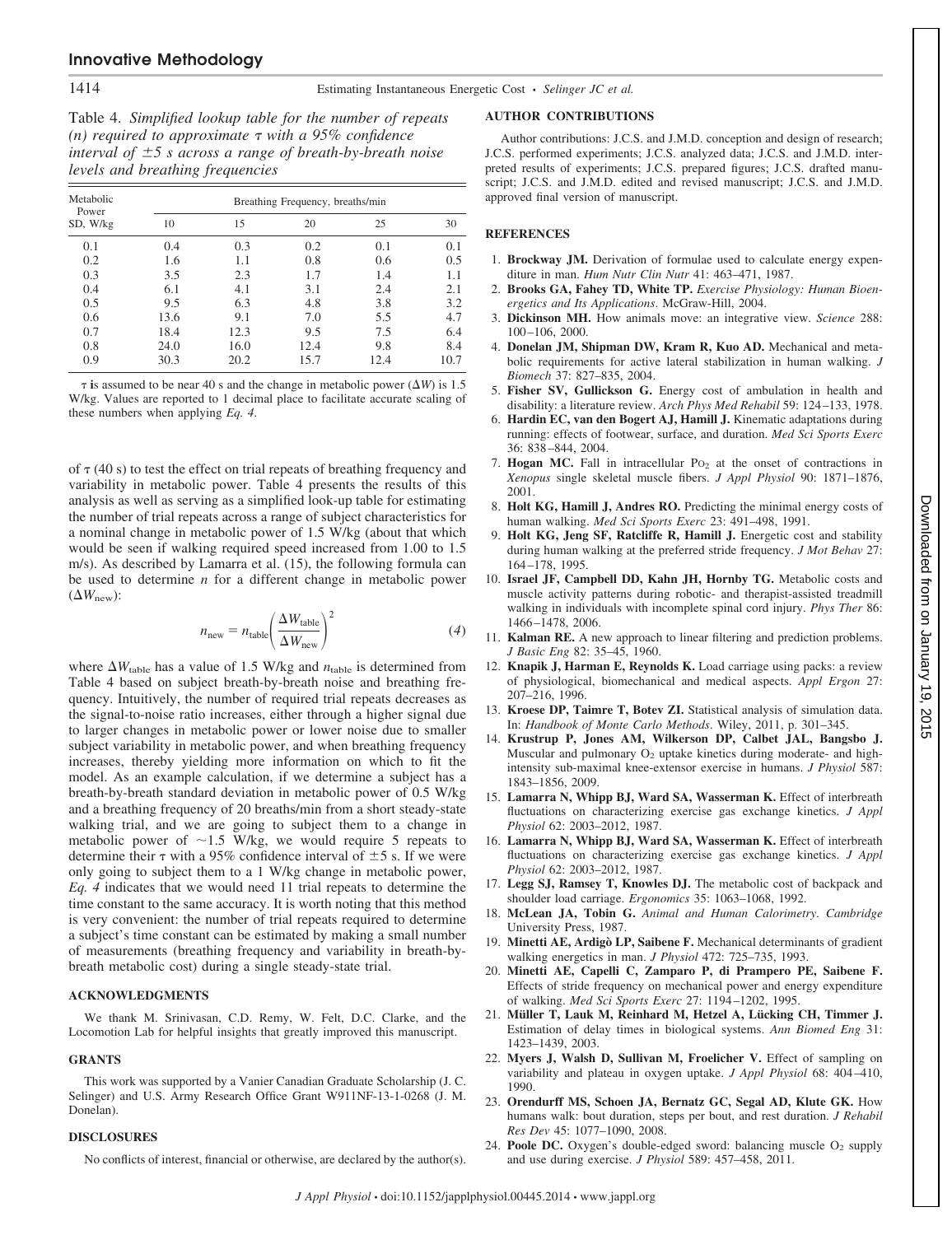Table 4. *Simplified lookup table for the number of repeats (n) required to approximate τ with a 95% confidence interval of ±5 s across a range of breath-by-breath noise levels and breathing frequencies*

| Metabolic Power SD, W/kg | Breathing Frequency, breaths/min | | | | |
|---|---|---|---|---|---|
| | 10 | 15 | 20 | 25 | 30 |
| 0.1 | 0.4 | 0.3 | 0.2 | 0.1 | 0.1 |
| 0.2 | 1.6 | 1.1 | 0.8 | 0.6 | 0.5 |
| 0.3 | 3.5 | 2.3 | 1.7 | 1.4 | 1.1 |
| 0.4 | 6.1 | 4.1 | 3.1 | 2.4 | 2.1 |
| 0.5 | 9.5 | 6.3 | 4.8 | 3.8 | 3.2 |
| 0.6 | 13.6 | 9.1 | 7.0 | 5.5 | 4.7 |
| 0.7 | 18.4 | 12.3 | 9.5 | 7.5 | 6.4 |
| 0.8 | 24.0 | 16.0 | 12.4 | 9.8 | 8.4 |
| 0.9 | 30.3 | 20.2 | 15.7 | 12.4 | 10.7 |

τ is assumed to be near 40 s and the change in metabolic power ($\Delta W$) is 1.5 W/kg. Values are reported to 1 decimal place to facilitate accurate scaling of these numbers when applying *Eq. 4*.

of τ (40 s) to test the effect on trial repeats of breathing frequency and variability in metabolic power. Table 4 presents the results of this analysis as well as serving as a simplified look-up table for estimating the number of trial repeats across a range of subject characteristics for a nominal change in metabolic power of 1.5 W/kg (about that which would be seen if walking required speed increased from 1.00 to 1.5 m/s). As described by Lamarra et al. (15), the following formula can be used to determine $n$ for a different change in metabolic power ($\Delta W_{\text{new}}$):

$$n_{\text{new}} = n_{\text{table}}\left(\frac{\Delta W_{\text{table}}}{\Delta W_{\text{new}}}\right)^2 \tag{4}$$

where $\Delta W_{\text{table}}$ has a value of 1.5 W/kg and $n_{\text{table}}$ is determined from Table 4 based on subject breath-by-breath noise and breathing frequency. Intuitively, the number of required trial repeats decreases as the signal-to-noise ratio increases, either through a higher signal due to larger changes in metabolic power or lower noise due to smaller subject variability in metabolic power, and when breathing frequency increases, thereby yielding more information on which to fit the model. As an example calculation, if we determine a subject has a breath-by-breath standard deviation in metabolic power of 0.5 W/kg and a breathing frequency of 20 breaths/min from a short steady-state walking trial, and we are going to subject them to a change in metabolic power of ~1.5 W/kg, we would require 5 repeats to determine their τ with a 95% confidence interval of ±5 s. If we were only going to subject them to a 1 W/kg change in metabolic power, *Eq. 4* indicates that we would need 11 trial repeats to determine the time constant to the same accuracy. It is worth noting that this method is very convenient: the number of trial repeats required to determine a subject's time constant can be estimated by making a small number of measurements (breathing frequency and variability in breath-by-breath metabolic cost) during a single steady-state trial.

## ACKNOWLEDGMENTS

We thank M. Srinivasan, C.D. Remy, W. Felt, D.C. Clarke, and the Locomotion Lab for helpful insights that greatly improved this manuscript.

## GRANTS

This work was supported by a Vanier Canadian Graduate Scholarship (J. C. Selinger) and U.S. Army Research Office Grant W911NF-13-1-0268 (J. M. Donelan).

## DISCLOSURES

No conflicts of interest, financial or otherwise, are declared by the author(s).

## AUTHOR CONTRIBUTIONS

Author contributions: J.C.S. and J.M.D. conception and design of research; J.C.S. performed experiments; J.C.S. analyzed data; J.C.S. and J.M.D. interpreted results of experiments; J.C.S. prepared figures; J.C.S. drafted manuscript; J.C.S. and J.M.D. edited and revised manuscript; J.C.S. and J.M.D. approved final version of manuscript.

## REFERENCES

1. **Brockway JM.** Derivation of formulae used to calculate energy expenditure in man. *Hum Nutr Clin Nutr* 41: 463–471, 1987.
2. **Brooks GA, Fahey TD, White TP.** *Exercise Physiology: Human Bioenergetics and Its Applications*. McGraw-Hill, 2004.
3. **Dickinson MH.** How animals move: an integrative view. *Science* 288: 100–106, 2000.
4. **Donelan JM, Shipman DW, Kram R, Kuo AD.** Mechanical and metabolic requirements for active lateral stabilization in human walking. *J Biomech* 37: 827–835, 2004.
5. **Fisher SV, Gullickson G.** Energy cost of ambulation in health and disability: a literature review. *Arch Phys Med Rehabil* 59: 124–133, 1978.
6. **Hardin EC, van den Bogert AJ, Hamill J.** Kinematic adaptations during running: effects of footwear, surface, and duration. *Med Sci Sports Exerc* 36: 838–844, 2004.
7. **Hogan MC.** Fall in intracellular $P_{O_2}$ at the onset of contractions in *Xenopus* single skeletal muscle fibers. *J Appl Physiol* 90: 1871–1876, 2001.
8. **Holt KG, Hamill J, Andres RO.** Predicting the minimal energy costs of human walking. *Med Sci Sports Exerc* 23: 491–498, 1991.
9. **Holt KG, Jeng SF, Ratcliffe R, Hamill J.** Energetic cost and stability during human walking at the preferred stride frequency. *J Mot Behav* 27: 164–178, 1995.
10. **Israel JF, Campbell DD, Kahn JH, Hornby TG.** Metabolic costs and muscle activity patterns during robotic- and therapist-assisted treadmill walking in individuals with incomplete spinal cord injury. *Phys Ther* 86: 1466–1478, 2006.
11. **Kalman RE.** A new approach to linear filtering and prediction problems. *J Basic Eng* 82: 35–45, 1960.
12. **Knapik J, Harman E, Reynolds K.** Load carriage using packs: a review of physiological, biomechanical and medical aspects. *Appl Ergon* 27: 207–216, 1996.
13. **Kroese DP, Taimre T, Botev ZI.** Statistical analysis of simulation data. In: *Handbook of Monte Carlo Methods*. Wiley, 2011, p. 301–345.
14. **Krustrup P, Jones AM, Wilkerson DP, Calbet JAL, Bangsbo J.** Muscular and pulmonary $O_2$ uptake kinetics during moderate- and high-intensity sub-maximal knee-extensor exercise in humans. *J Physiol* 587: 1843–1856, 2009.
15. **Lamarra N, Whipp BJ, Ward SA, Wasserman K.** Effect of interbreath fluctuations on characterizing exercise gas exchange kinetics. *J Appl Physiol* 62: 2003–2012, 1987.
16. **Lamarra N, Whipp BJ, Ward SA, Wasserman K.** Effect of interbreath fluctuations on characterizing exercise gas exchange kinetics. *J Appl Physiol* 62: 2003–2012, 1987.
17. **Legg SJ, Ramsey T, Knowles DJ.** The metabolic cost of backpack and shoulder load carriage. *Ergonomics* 35: 1063–1068, 1992.
18. **McLean JA, Tobin G.** *Animal and Human Calorimetry*. *Cambridge* University Press, 1987.
19. **Minetti AE, Ardigò LP, Saibene F.** Mechanical determinants of gradient walking energetics in man. *J Physiol* 472: 725–735, 1993.
20. **Minetti AE, Capelli C, Zamparo P, di Prampero PE, Saibene F.** Effects of stride frequency on mechanical power and energy expenditure of walking. *Med Sci Sports Exerc* 27: 1194–1202, 1995.
21. **Müller T, Lauk M, Reinhard M, Hetzel A, Lücking CH, Timmer J.** Estimation of delay times in biological systems. *Ann Biomed Eng* 31: 1423–1439, 2003.
22. **Myers J, Walsh D, Sullivan M, Froelicher V.** Effect of sampling on variability and plateau in oxygen uptake. *J Appl Physiol* 68: 404–410, 1990.
23. **Orendurff MS, Schoen JA, Bernatz GC, Segal AD, Klute GK.** How humans walk: bout duration, steps per bout, and rest duration. *J Rehabil Res Dev* 45: 1077–1090, 2008.
24. **Poole DC.** Oxygen's double-edged sword: balancing muscle $O_2$ supply and use during exercise. *J Physiol* 589: 457–458, 2011.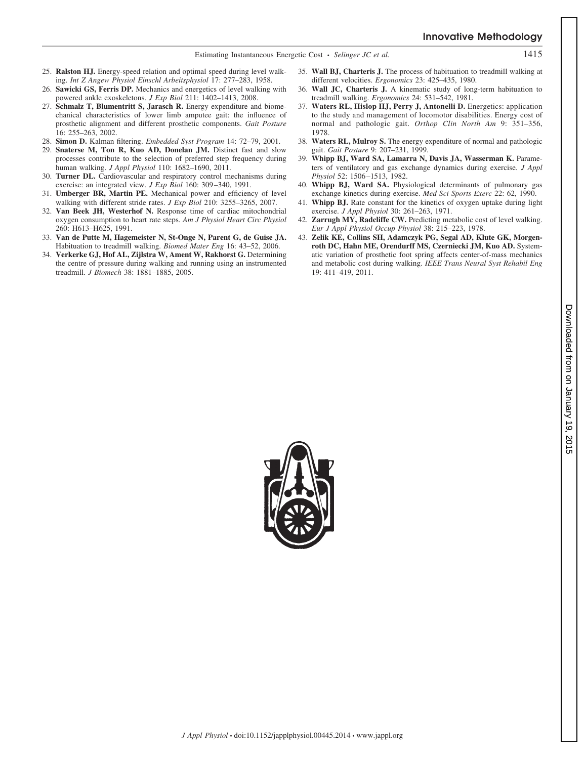25. **Ralston HJ.** Energy-speed relation and optimal speed during level walking. *Int Z Angew Physiol Einschl Arbeitsphysiol* 17: 277–283, 1958.
26. **Sawicki GS, Ferris DP.** Mechanics and energetics of level walking with powered ankle exoskeletons. *J Exp Biol* 211: 1402–1413, 2008.
27. **Schmalz T, Blumentritt S, Jarasch R.** Energy expenditure and biomechanical characteristics of lower limb amputee gait: the influence of prosthetic alignment and different prosthetic components. *Gait Posture* 16: 255–263, 2002.
28. **Simon D.** Kalman filtering. *Embedded Syst Program* 14: 72–79, 2001.
29. **Snaterse M, Ton R, Kuo AD, Donelan JM.** Distinct fast and slow processes contribute to the selection of preferred step frequency during human walking. *J Appl Physiol* 110: 1682–1690, 2011.
30. **Turner DL.** Cardiovascular and respiratory control mechanisms during exercise: an integrated view. *J Exp Biol* 160: 309–340, 1991.
31. **Umberger BR, Martin PE.** Mechanical power and efficiency of level walking with different stride rates. *J Exp Biol* 210: 3255–3265, 2007.
32. **Van Beek JH, Westerhof N.** Response time of cardiac mitochondrial oxygen consumption to heart rate steps. *Am J Physiol Heart Circ Physiol* 260: H613–H625, 1991.
33. **Van de Putte M, Hagemeister N, St-Onge N, Parent G, de Guise JA.** Habituation to treadmill walking. *Biomed Mater Eng* 16: 43–52, 2006.
34. **Verkerke GJ, Hof AL, Zijlstra W, Ament W, Rakhorst G.** Determining the centre of pressure during walking and running using an instrumented treadmill. *J Biomech* 38: 1881–1885, 2005.
35. **Wall BJ, Charteris J.** The process of habituation to treadmill walking at different velocities. *Ergonomics* 23: 425–435, 1980.
36. **Wall JC, Charteris J.** A kinematic study of long-term habituation to treadmill walking. *Ergonomics* 24: 531–542, 1981.
37. **Waters RL, Hislop HJ, Perry J, Antonelli D.** Energetics: application to the study and management of locomotor disabilities. Energy cost of normal and pathologic gait. *Orthop Clin North Am* 9: 351–356, 1978.
38. **Waters RL, Mulroy S.** The energy expenditure of normal and pathologic gait. *Gait Posture* 9: 207–231, 1999.
39. **Whipp BJ, Ward SA, Lamarra N, Davis JA, Wasserman K.** Parameters of ventilatory and gas exchange dynamics during exercise. *J Appl Physiol* 52: 1506–1513, 1982.
40. **Whipp BJ, Ward SA.** Physiological determinants of pulmonary gas exchange kinetics during exercise. *Med Sci Sports Exerc* 22: 62, 1990.
41. **Whipp BJ.** Rate constant for the kinetics of oxygen uptake during light exercise. *J Appl Physiol* 30: 261–263, 1971.
42. **Zarrugh MY, Radcliffe CW.** Predicting metabolic cost of level walking. *Eur J Appl Physiol Occup Physiol* 38: 215–223, 1978.
43. **Zelik KE, Collins SH, Adamczyk PG, Segal AD, Klute GK, Morgenroth DC, Hahn ME, Orendurff MS, Czerniecki JM, Kuo AD.** Systematic variation of prosthetic foot spring affects center-of-mass mechanics and metabolic cost during walking. *IEEE Trans Neural Syst Rehabil Eng* 19: 411–419, 2011.